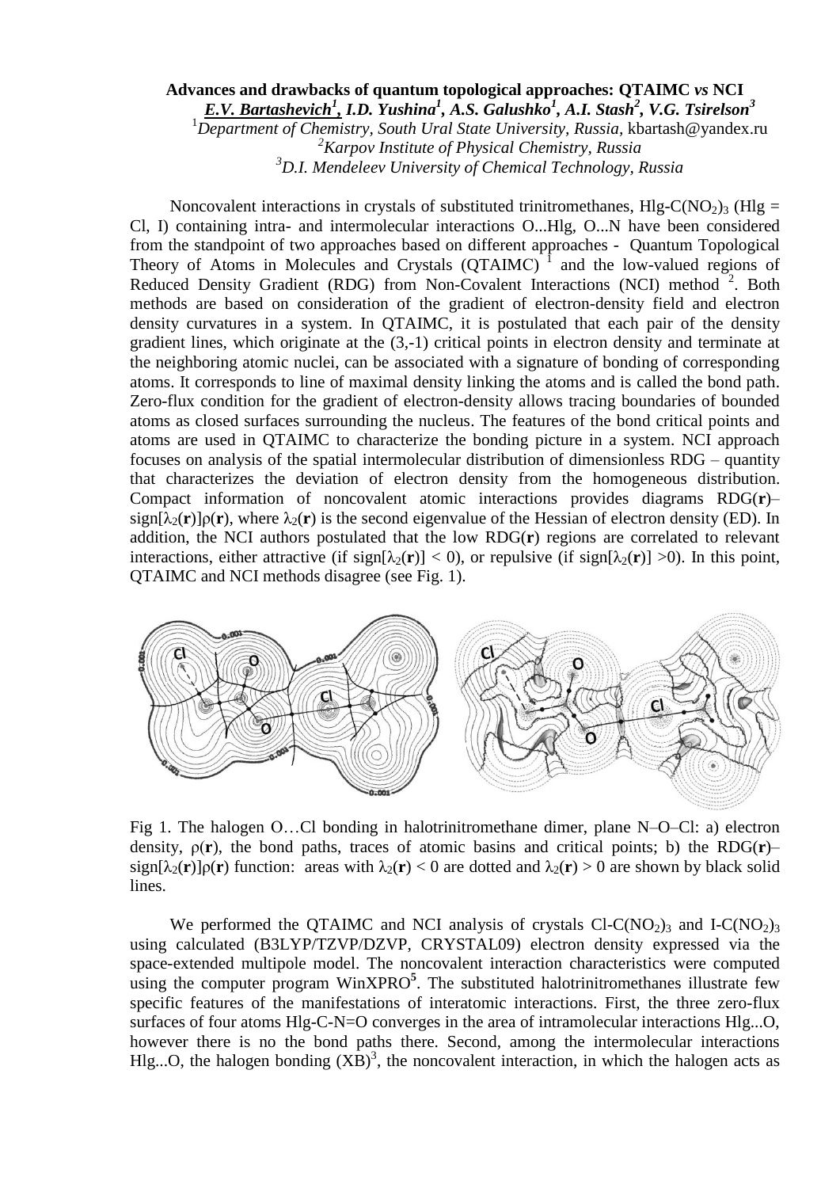# Advances and drawbacks of quantum topological approaches: QTAIMC *vs* NCI

***E.V. Bartashevich*[1], I.D. Yushina[1], A.S. Galushko[1], A.I. Stash[2], V.G. Tsirelson[3]**

[1]*Department of Chemistry, South Ural State University, Russia,* kbartash@yandex.ru

[2]*Karpov Institute of Physical Chemistry, Russia*

[3]*D.I. Mendeleev University of Chemical Technology, Russia*

Noncovalent interactions in crystals of substituted trinitromethanes, Hlg-$C(NO_2)_3$ (Hlg = Cl, I) containing intra- and intermolecular interactions O...Hlg, O...N have been considered from the standpoint of two approaches based on different approaches - Quantum Topological Theory of Atoms in Molecules and Crystals (QTAIMC) [1] and the low-valued regions of Reduced Density Gradient (RDG) from Non-Covalent Interactions (NCI) method [2]. Both methods are based on consideration of the gradient of electron-density field and electron density curvatures in a system. In QTAIMC, it is postulated that each pair of the density gradient lines, which originate at the (3,-1) critical points in electron density and terminate at the neighboring atomic nuclei, can be associated with a signature of bonding of corresponding atoms. It corresponds to line of maximal density linking the atoms and is called the bond path. Zero-flux condition for the gradient of electron-density allows tracing boundaries of bounded atoms as closed surfaces surrounding the nucleus. The features of the bond critical points and atoms are used in QTAIMC to characterize the bonding picture in a system. NCI approach focuses on analysis of the spatial intermolecular distribution of dimensionless RDG – quantity that characterizes the deviation of electron density from the homogeneous distribution. Compact information of noncovalent atomic interactions provides diagrams RDG($\mathbf{r}$)–sign[$\lambda_2(\mathbf{r})$]$\rho(\mathbf{r})$, where $\lambda_2(\mathbf{r})$ is the second eigenvalue of the Hessian of electron density (ED). In addition, the NCI authors postulated that the low RDG($\mathbf{r}$) regions are correlated to relevant interactions, either attractive (if sign[$\lambda_2(\mathbf{r})$] < 0), or repulsive (if sign[$\lambda_2(\mathbf{r})$] >0). In this point, QTAIMC and NCI methods disagree (see Fig. 1).

Fig 1. The halogen O…Cl bonding in halotrinitromethane dimer, plane N–O–Cl: a) electron density, $\rho(\mathbf{r})$, the bond paths, traces of atomic basins and critical points; b) the RDG($\mathbf{r}$)–sign[$\lambda_2(\mathbf{r})$]$\rho(\mathbf{r})$ function: areas with $\lambda_2(\mathbf{r}) < 0$ are dotted and $\lambda_2(\mathbf{r}) > 0$ are shown by black solid lines.

We performed the QTAIMC and NCI analysis of crystals Cl-$C(NO_2)_3$ and I-$C(NO_2)_3$ using calculated (B3LYP/TZVP/DZVP, CRYSTAL09) electron density expressed via the space-extended multipole model. The noncovalent interaction characteristics were computed using the computer program WinXPRO[5]. The substituted halotrinitromethanes illustrate few specific features of the manifestations of interatomic interactions. First, the three zero-flux surfaces of four atoms Hlg-C-N=O converges in the area of intramolecular interactions Hlg...O, however there is no the bond paths there. Second, among the intermolecular interactions Hlg...O, the halogen bonding (XB)[3], the noncovalent interaction, in which the halogen acts as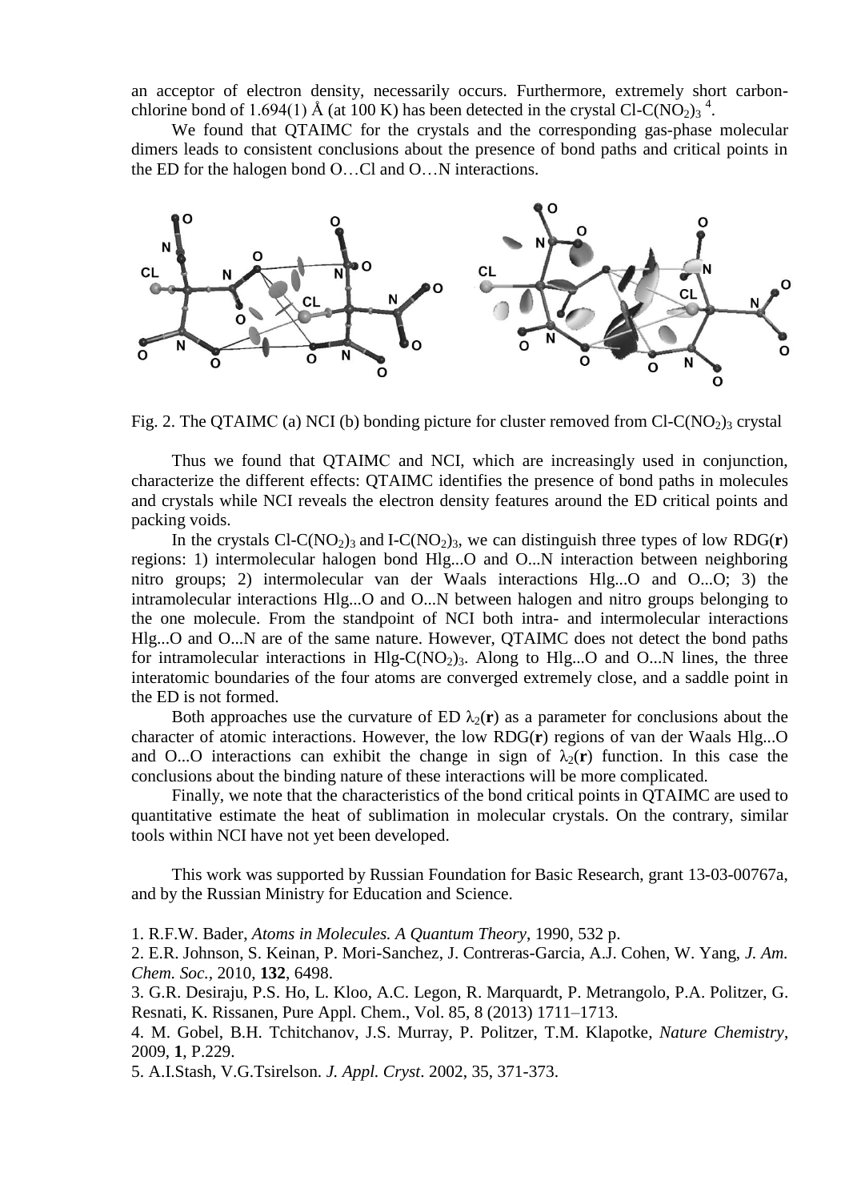an acceptor of electron density, necessarily occurs. Furthermore, extremely short carbon-chlorine bond of 1.694(1) Å (at 100 K) has been detected in the crystal Cl-C($NO_2$)$_3$ [4].

We found that QTAIMC for the crystals and the corresponding gas-phase molecular dimers leads to consistent conclusions about the presence of bond paths and critical points in the ED for the halogen bond O…Cl and O…N interactions.

O
N
CL
N
O
O
N
O
CL
N
O
N
O
O
N
O
O

O
N
O
CL
O
N
CL
N
O
O
N
O
O
N
O
O

Fig. 2. The QTAIMC (a) NCI (b) bonding picture for cluster removed from Cl-C($NO_2$)$_3$ crystal

Thus we found that QTAIMC and NCI, which are increasingly used in conjunction, characterize the different effects: QTAIMC identifies the presence of bond paths in molecules and crystals while NCI reveals the electron density features around the ED critical points and packing voids.

In the crystals Cl-C($NO_2$)$_3$ and I-C($NO_2$)$_3$, we can distinguish three types of low RDG($\mathbf{r}$) regions: 1) intermolecular halogen bond Hlg...O and O...N interaction between neighboring nitro groups; 2) intermolecular van der Waals interactions Hlg...O and O...O; 3) the intramolecular interactions Hlg...O and O...N between halogen and nitro groups belonging to the one molecule. From the standpoint of NCI both intra- and intermolecular interactions Hlg...O and O...N are of the same nature. However, QTAIMC does not detect the bond paths for intramolecular interactions in Hlg-C($NO_2$)$_3$. Along to Hlg...O and O...N lines, the three interatomic boundaries of the four atoms are converged extremely close, and a saddle point in the ED is not formed.

Both approaches use the curvature of ED $\lambda_2(\mathbf{r})$ as a parameter for conclusions about the character of atomic interactions. However, the low RDG($\mathbf{r}$) regions of van der Waals Hlg...O and O...O interactions can exhibit the change in sign of $\lambda_2(\mathbf{r})$ function. In this case the conclusions about the binding nature of these interactions will be more complicated.

Finally, we note that the characteristics of the bond critical points in QTAIMC are used to quantitative estimate the heat of sublimation in molecular crystals. On the contrary, similar tools within NCI have not yet been developed.

This work was supported by Russian Foundation for Basic Research, grant 13-03-00767a, and by the Russian Ministry for Education and Science.

1. R.F.W. Bader, *Atoms in Molecules. A Quantum Theory*, 1990, 532 p.

2. E.R. Johnson, S. Keinan, P. Mori-Sanchez, J. Contreras-Garcia, A.J. Cohen, W. Yang, *J. Am. Chem. Soc.*, 2010, **132**, 6498.

3. G.R. Desiraju, P.S. Ho, L. Kloo, A.C. Legon, R. Marquardt, P. Metrangolo, P.A. Politzer, G. Resnati, K. Rissanen, Pure Appl. Chem., Vol. 85, 8 (2013) 1711–1713.

4. M. Gobel, B.H. Tchitchanov, J.S. Murray, P. Politzer, T.M. Klapotke, *Nature Chemistry*, 2009, **1**, P.229.

5. A.I.Stash, V.G.Tsirelson. *J. Appl. Cryst*. 2002, 35, 371-373.